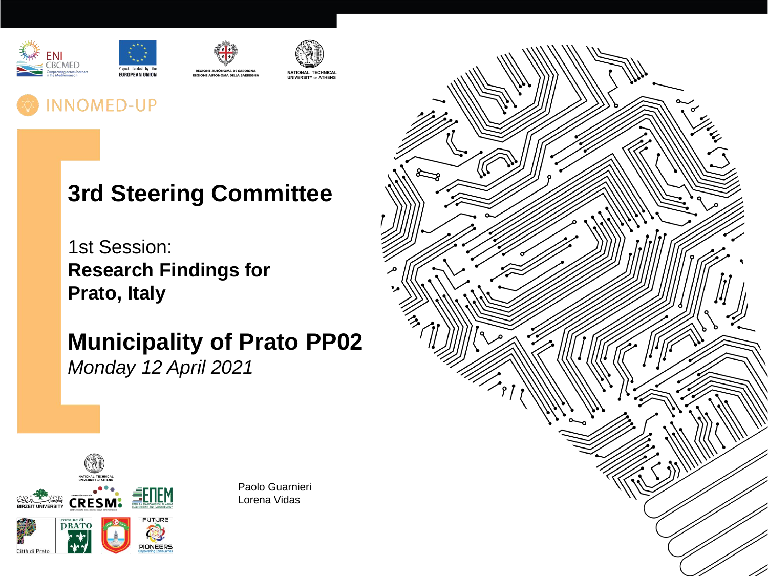INNOMED-UP

# 3rd Steering Committee

1st Session:

## Research Findings for Prato, Italy

# Municipality of Prato PP02

*Monday 12 April 2021*

Paolo Guarnieri
Lorena Vidas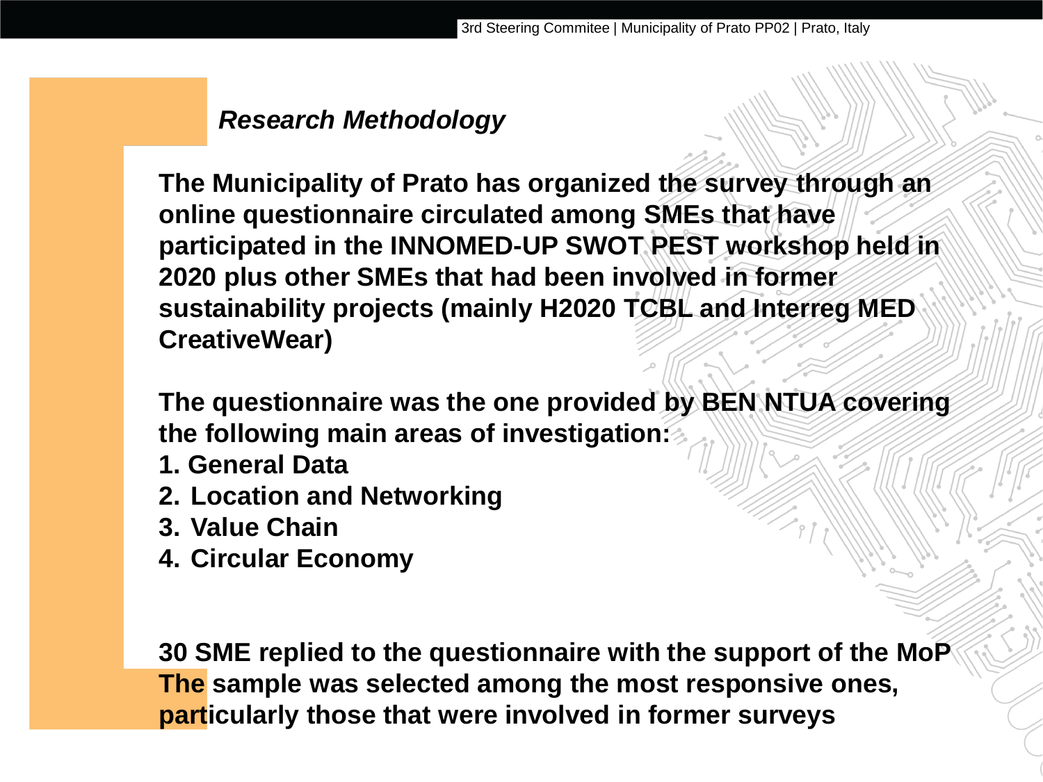## *Research Methodology*

**The Municipality of Prato has organized the survey through an online questionnaire circulated among SMEs that have participated in the INNOMED-UP SWOT PEST workshop held in 2020 plus other SMEs that had been involved in former sustainability projects (mainly H2020 TCBL and Interreg MED CreativeWear)**

**The questionnaire was the one provided by BEN NTUA covering the following main areas of investigation:**

1. **General Data**
2. **Location and Networking**
3. **Value Chain**
4. **Circular Economy**

**30 SME replied to the questionnaire with the support of the MoP The sample was selected among the most responsive ones, particularly those that were involved in former surveys**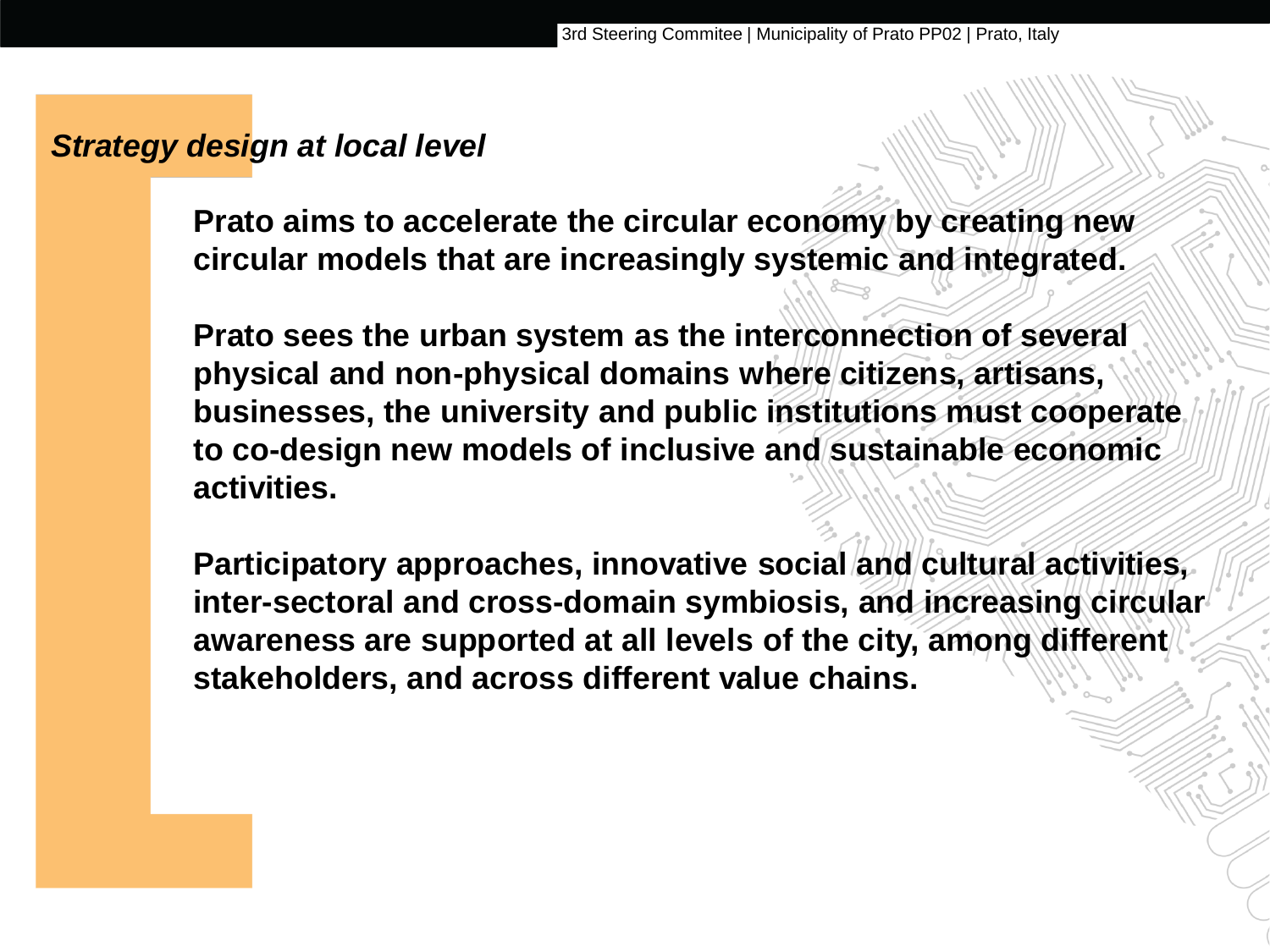*Strategy design at local level*

**Prato aims to accelerate the circular economy by creating new circular models that are increasingly systemic and integrated.**

**Prato sees the urban system as the interconnection of several physical and non-physical domains where citizens, artisans, businesses, the university and public institutions must cooperate to co-design new models of inclusive and sustainable economic activities.**

**Participatory approaches, innovative social and cultural activities, inter-sectoral and cross-domain symbiosis, and increasing circular awareness are supported at all levels of the city, among different stakeholders, and across different value chains.**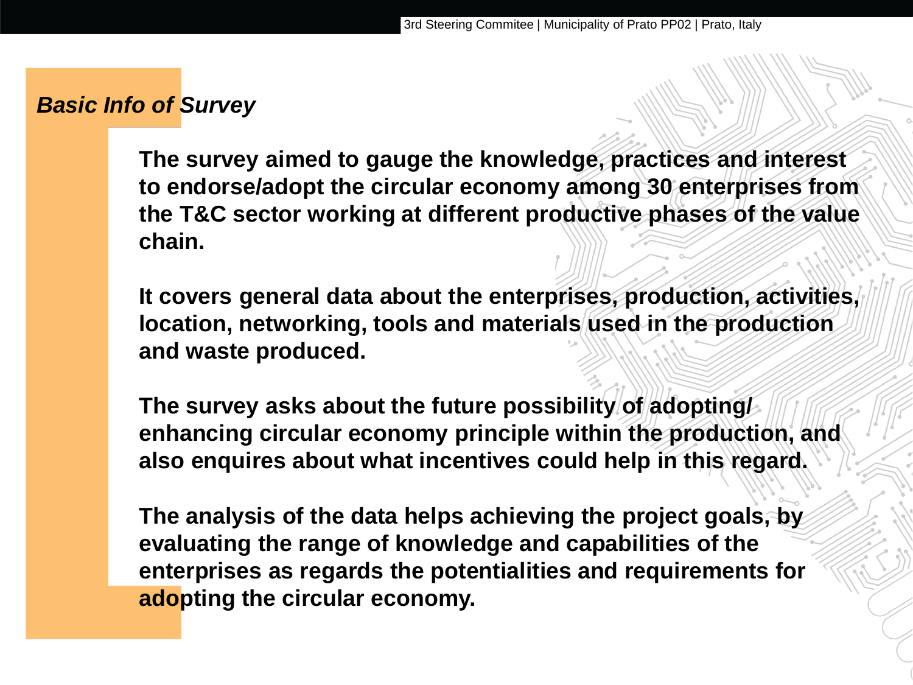## *Basic Info of Survey*

**The survey aimed to gauge the knowledge, practices and interest to endorse/adopt the circular economy among 30 enterprises from the T&C sector working at different productive phases of the value chain.**

**It covers general data about the enterprises, production, activities, location, networking, tools and materials used in the production and waste produced.**

**The survey asks about the future possibility of adopting/ enhancing circular economy principle within the production, and also enquires about what incentives could help in this regard.**

**The analysis of the data helps achieving the project goals, by evaluating the range of knowledge and capabilities of the enterprises as regards the potentialities and requirements for adopting the circular economy.**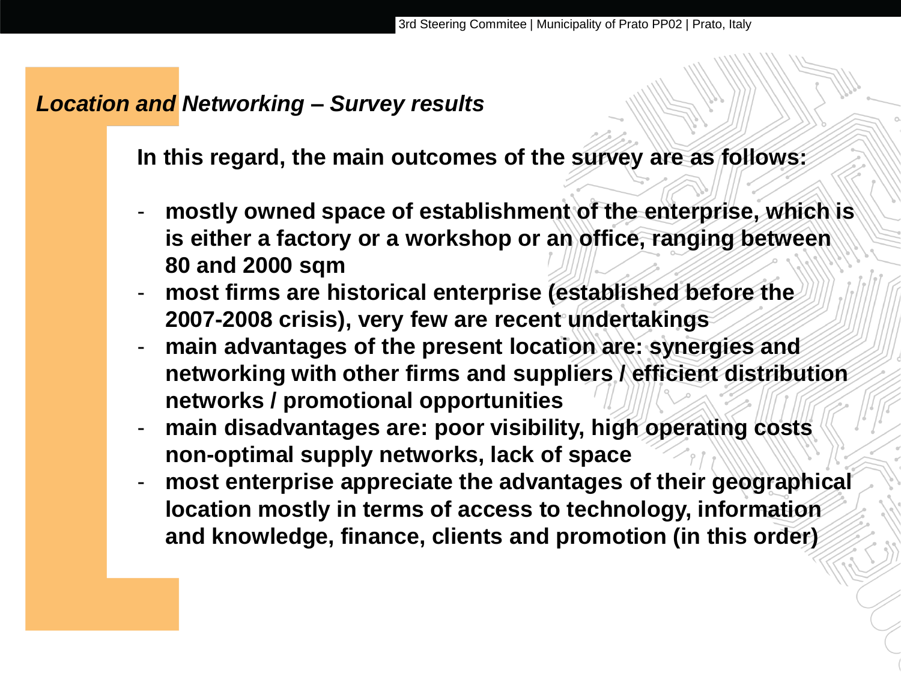## *Location and Networking – Survey results*

**In this regard, the main outcomes of the survey are as follows:**

- **mostly owned space of establishment of the enterprise, which is is either a factory or a workshop or an office, ranging between 80 and 2000 sqm**
- **most firms are historical enterprise (established before the 2007-2008 crisis), very few are recent undertakings**
- **main advantages of the present location are: synergies and networking with other firms and suppliers / efficient distribution networks / promotional opportunities**
- **main disadvantages are: poor visibility, high operating costs non-optimal supply networks, lack of space**
- **most enterprise appreciate the advantages of their geographical location mostly in terms of access to technology, information and knowledge, finance, clients and promotion (in this order)**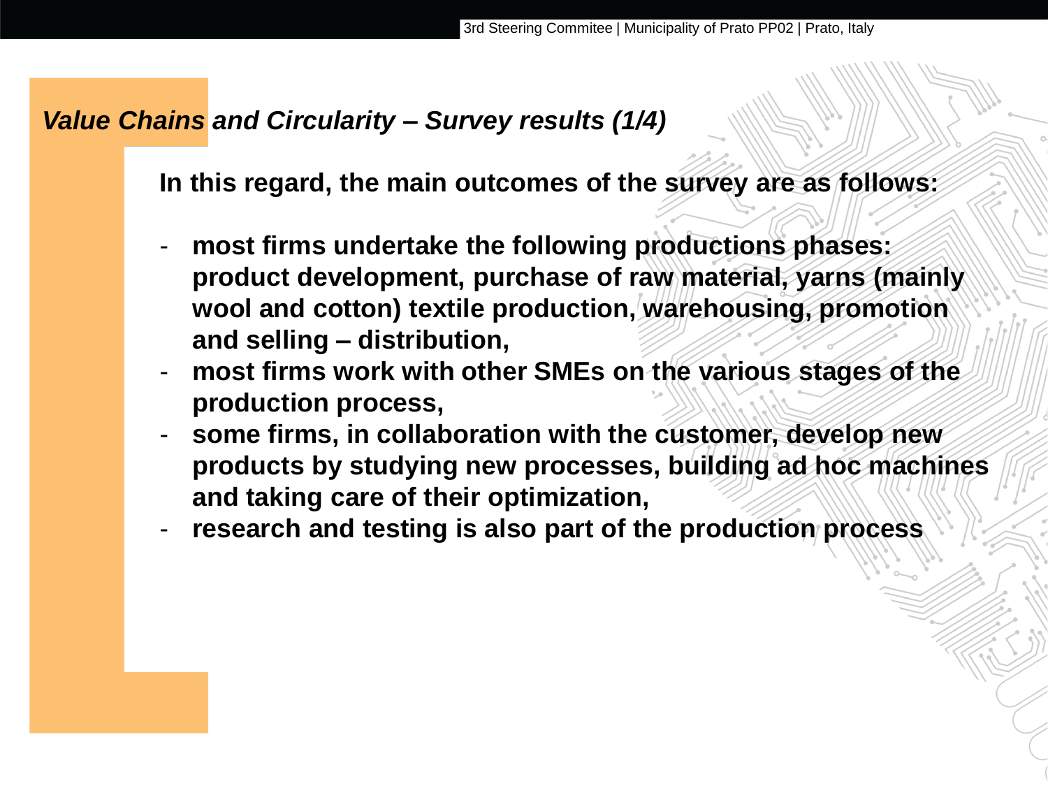## *Value Chains and Circularity – Survey results (1/4)*

**In this regard, the main outcomes of the survey are as follows:**

- **most firms undertake the following productions phases: product development, purchase of raw material, yarns (mainly wool and cotton) textile production, warehousing, promotion and selling – distribution,**
- **most firms work with other SMEs on the various stages of the production process,**
- **some firms, in collaboration with the customer, develop new products by studying new processes, building ad hoc machines and taking care of their optimization,**
- **research and testing is also part of the production process**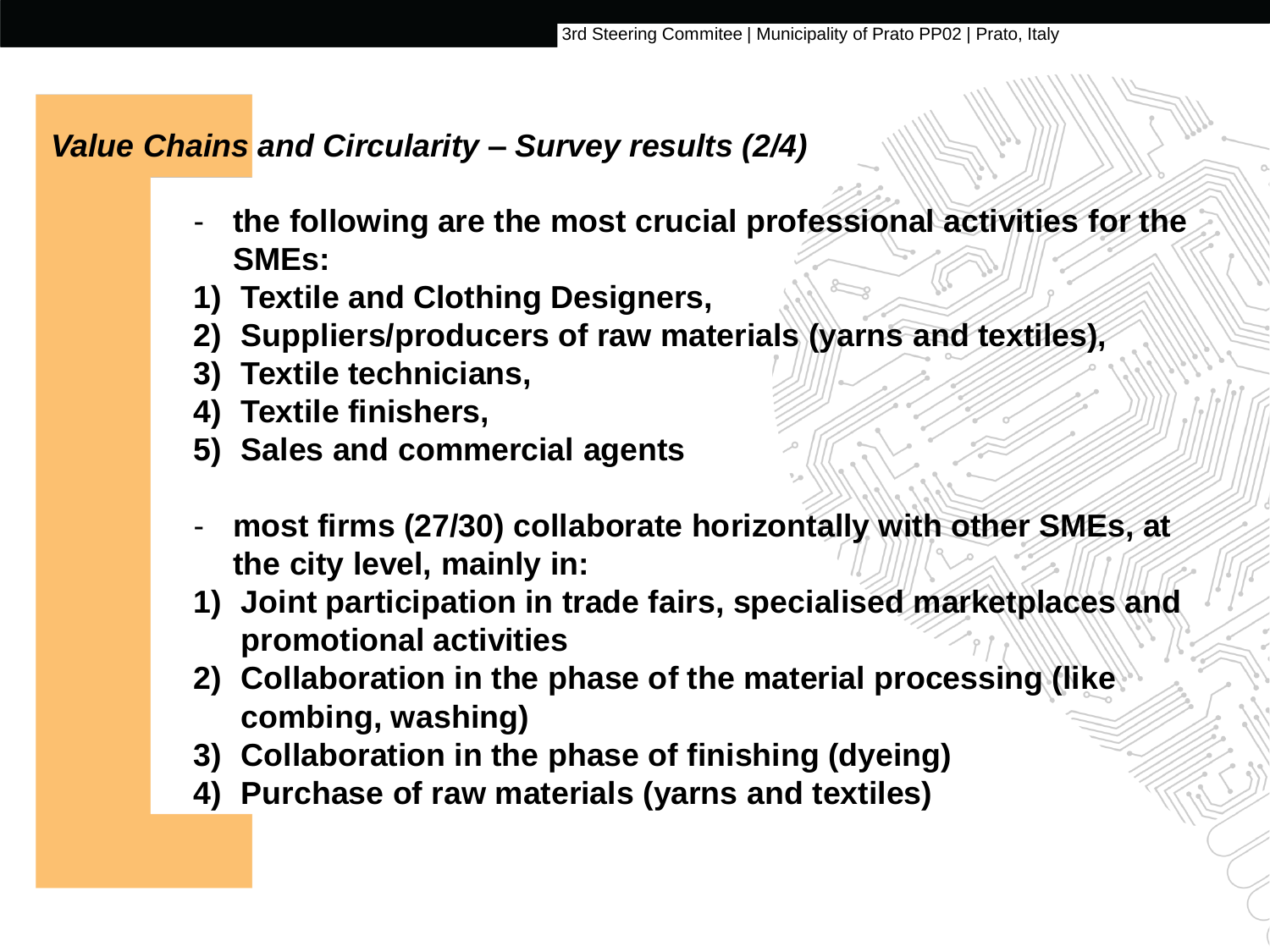## *Value Chains and Circularity – Survey results (2/4)*

- **the following are the most crucial professional activities for the SMEs:**

1) **Textile and Clothing Designers,**
2) **Suppliers/producers of raw materials (yarns and textiles),**
3) **Textile technicians,**
4) **Textile finishers,**
5) **Sales and commercial agents**

- **most firms (27/30) collaborate horizontally with other SMEs, at the city level, mainly in:**

1) **Joint participation in trade fairs, specialised marketplaces and promotional activities**
2) **Collaboration in the phase of the material processing (like combing, washing)**
3) **Collaboration in the phase of finishing (dyeing)**
4) **Purchase of raw materials (yarns and textiles)**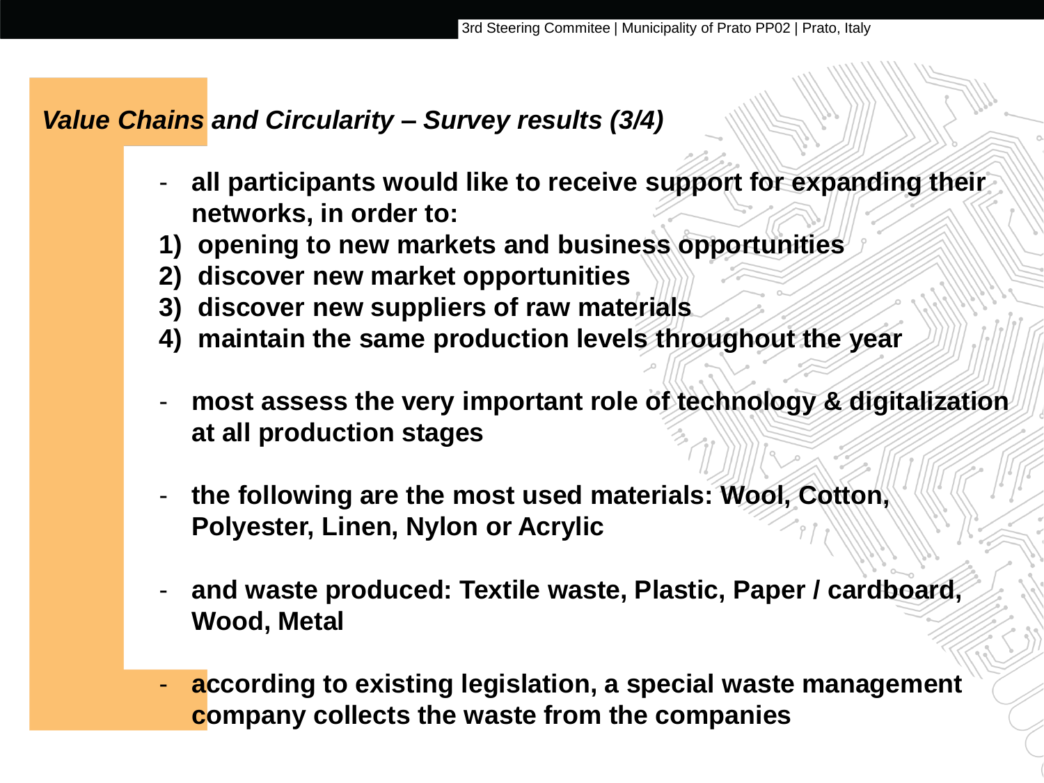## *Value Chains and Circularity – Survey results (3/4)*

- **all participants would like to receive support for expanding their networks, in order to:**

1) **opening to new markets and business opportunities**
2) **discover new market opportunities**
3) **discover new suppliers of raw materials**
4) **maintain the same production levels throughout the year**

- **most assess the very important role of technology & digitalization at all production stages**

- **the following are the most used materials: Wool, Cotton, Polyester, Linen, Nylon or Acrylic**

- **and waste produced: Textile waste, Plastic, Paper / cardboard, Wood, Metal**

- **according to existing legislation, a special waste management company collects the waste from the companies**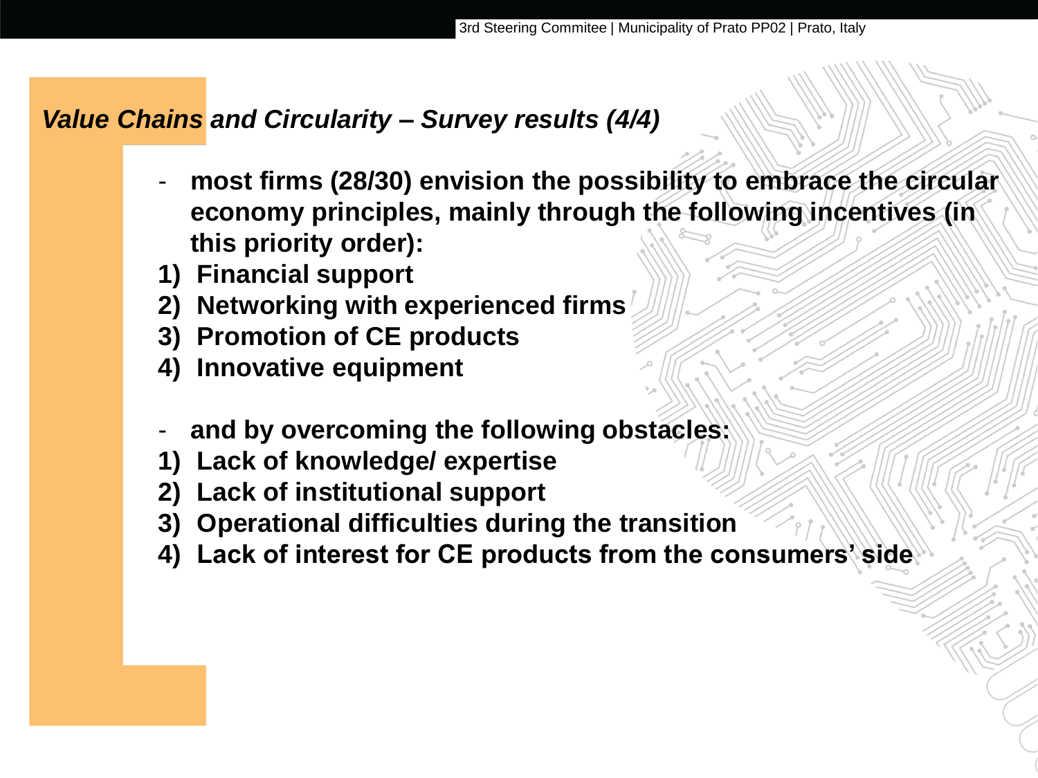## *Value Chains and Circularity – Survey results (4/4)*

- **most firms (28/30) envision the possibility to embrace the circular economy principles, mainly through the following incentives (in this priority order):**

1) **Financial support**
2) **Networking with experienced firms**
3) **Promotion of CE products**
4) **Innovative equipment**

- **and by overcoming the following obstacles:**

1) **Lack of knowledge/ expertise**
2) **Lack of institutional support**
3) **Operational difficulties during the transition**
4) **Lack of interest for CE products from the consumers' side**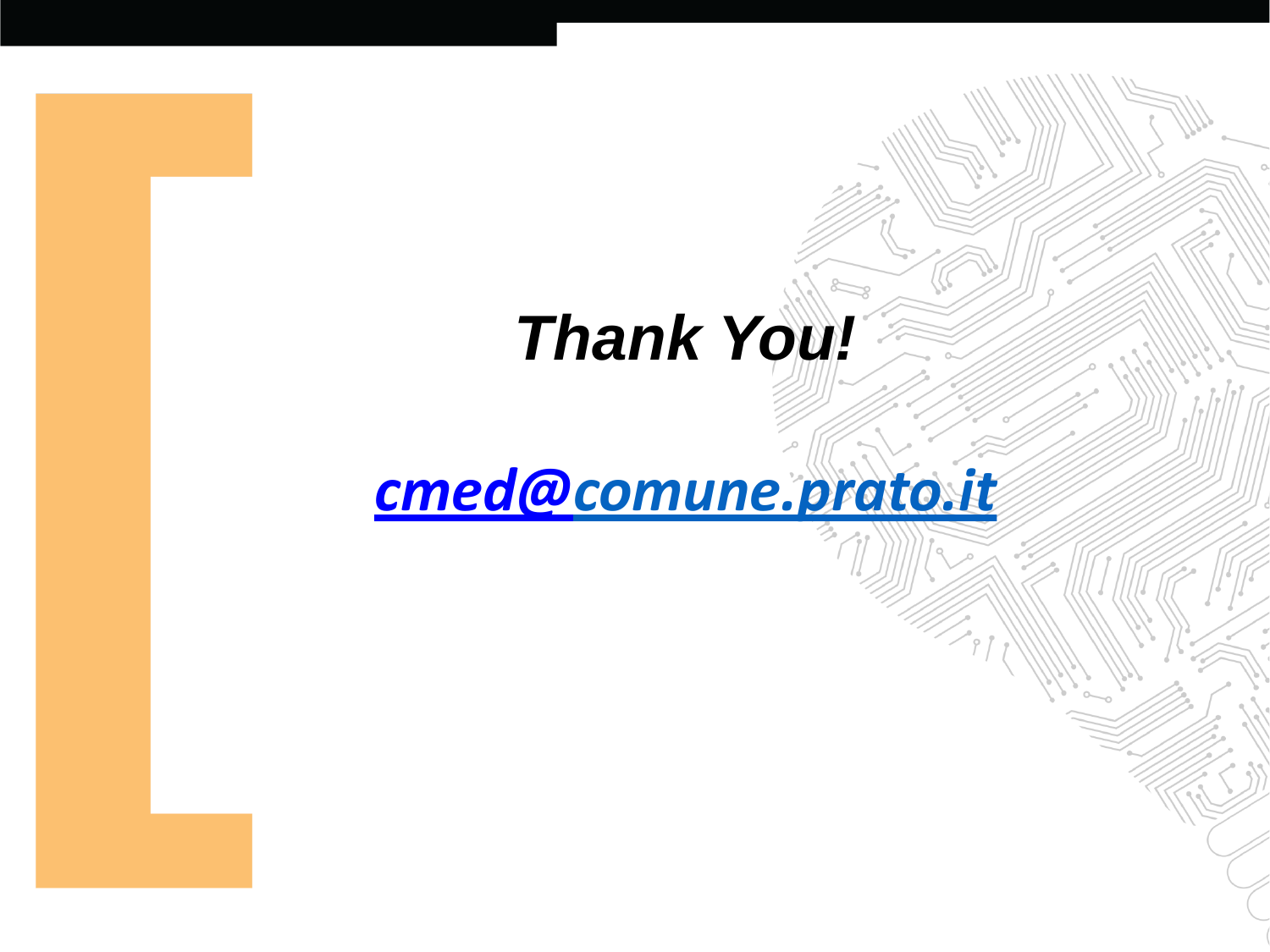***Thank You!***

[*cmed@comune.prato.it*](mailto:cmed@comune.prato.it)